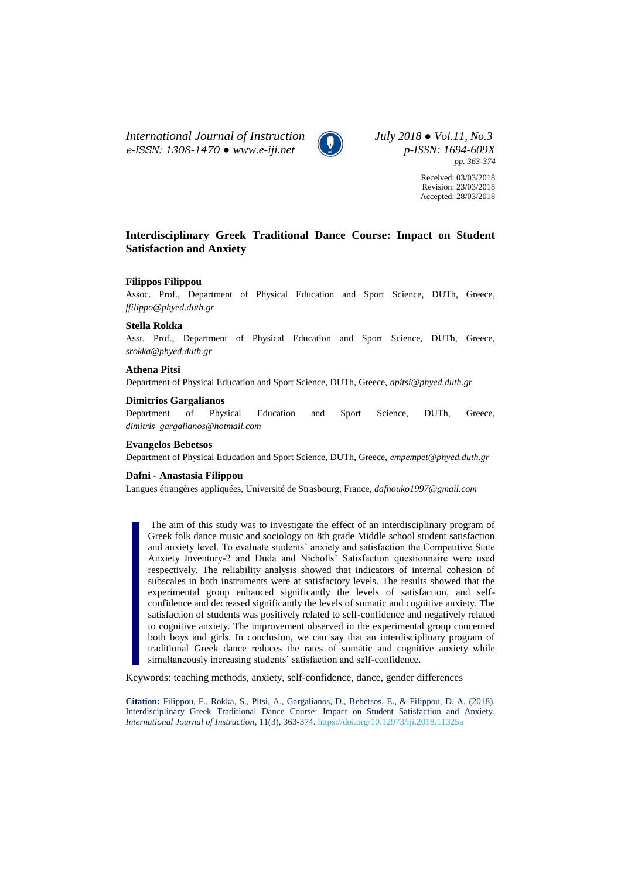*International Journal of Instruction* *July 2018 ● Vol.11, No.3*
*e-ISSN: 1308-1470 ● www.e-iji.net* *p-ISSN: 1694-609X*
*pp. 363-374*

Received: 03/03/2018
Revision: 23/03/2018
Accepted: 28/03/2018

# Interdisciplinary Greek Traditional Dance Course: Impact on Student Satisfaction and Anxiety

**Filippos Filippou**
Assoc. Prof., Department of Physical Education and Sport Science, DUTh, Greece, *ffilippo@phyed.duth.gr*

**Stella Rokka**
Asst. Prof., Department of Physical Education and Sport Science, DUTh, Greece, *srokka@phyed.duth.gr*

**Athena Pitsi**
Department of Physical Education and Sport Science, DUTh, Greece, *apitsi@phyed.duth.gr*

**Dimitrios Gargalianos**
Department of Physical Education and Sport Science, DUTh, Greece, *dimitris_gargalianos@hotmail.com*

**Evangelos Bebetsos**
Department of Physical Education and Sport Science, DUTh, Greece, *empempet@phyed.duth.gr*

**Dafni - Anastasia Filippou**
Langues étrangères appliquées, Université de Strasbourg, France, *dafnouko1997@gmail.com*

The aim of this study was to investigate the effect of an interdisciplinary program of Greek folk dance music and sociology on 8th grade Middle school student satisfaction and anxiety level. To evaluate students' anxiety and satisfaction the Competitive State Anxiety Inventory-2 and Duda and Nicholls' Satisfaction questionnaire were used respectively. The reliability analysis showed that indicators of internal cohesion of subscales in both instruments were at satisfactory levels. The results showed that the experimental group enhanced significantly the levels of satisfaction, and self-confidence and decreased significantly the levels of somatic and cognitive anxiety. The satisfaction of students was positively related to self-confidence and negatively related to cognitive anxiety. The improvement observed in the experimental group concerned both boys and girls. In conclusion, we can say that an interdisciplinary program of traditional Greek dance reduces the rates of somatic and cognitive anxiety while simultaneously increasing students' satisfaction and self-confidence.

Keywords: teaching methods, anxiety, self-confidence, dance, gender differences

**Citation:** Filippou, F., Rokka, S., Pitsi, A., Gargalianos, D., Bebetsos, E., & Filippou, D. A. (2018). Interdisciplinary Greek Traditional Dance Course: Impact on Student Satisfaction and Anxiety. *International Journal of Instruction*, 11(3), 363-374. https://doi.org/10.12973/iji.2018.11325a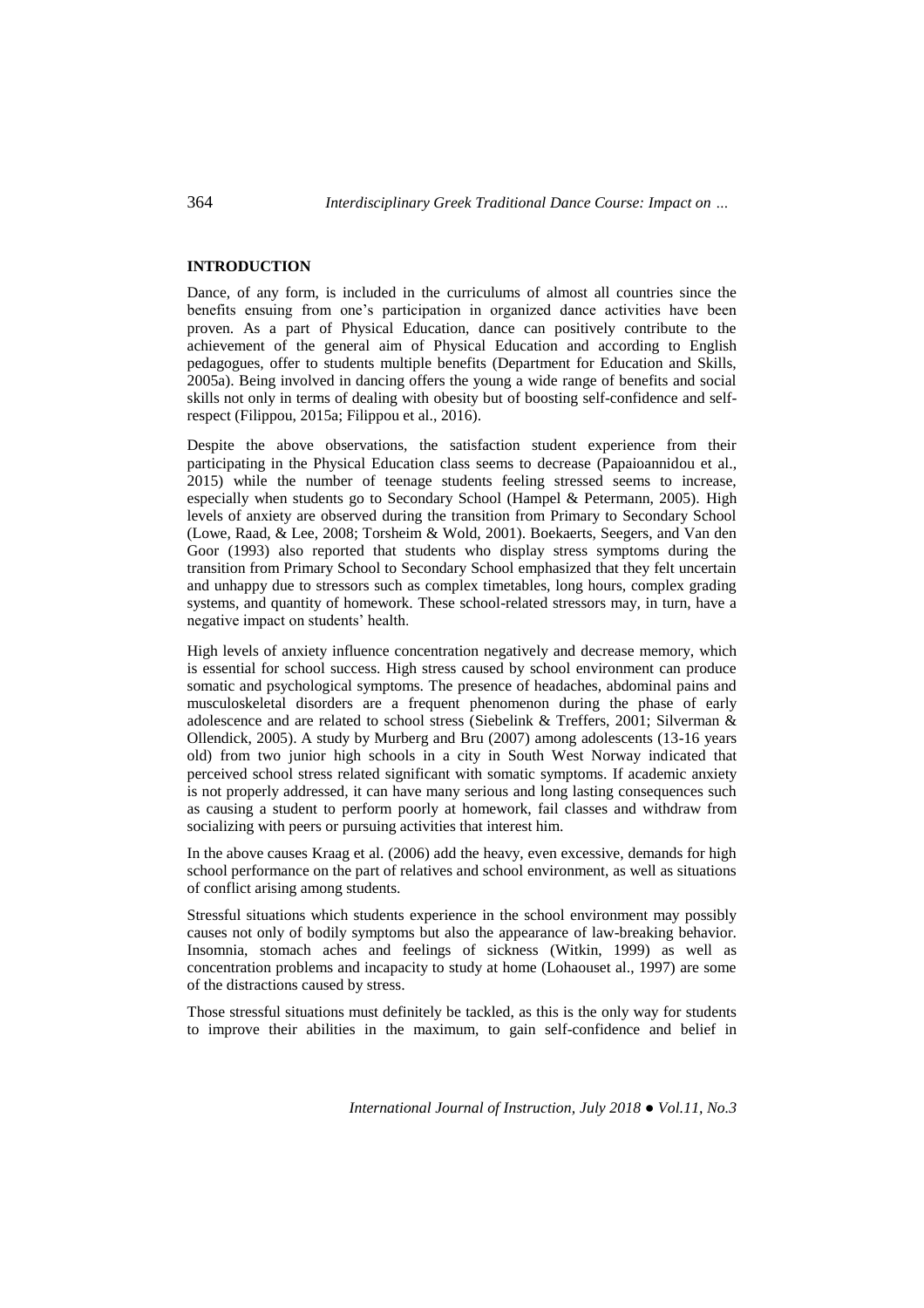## INTRODUCTION

Dance, of any form, is included in the curriculums of almost all countries since the benefits ensuing from one's participation in organized dance activities have been proven. As a part of Physical Education, dance can positively contribute to the achievement of the general aim of Physical Education and according to English pedagogues, offer to students multiple benefits (Department for Education and Skills, 2005a). Being involved in dancing offers the young a wide range of benefits and social skills not only in terms of dealing with obesity but of boosting self-confidence and self-respect (Filippou, 2015a; Filippou et al., 2016).

Despite the above observations, the satisfaction student experience from their participating in the Physical Education class seems to decrease (Papaioannidou et al., 2015) while the number of teenage students feeling stressed seems to increase, especially when students go to Secondary School (Hampel & Petermann, 2005). High levels of anxiety are observed during the transition from Primary to Secondary School (Lowe, Raad, & Lee, 2008; Torsheim & Wold, 2001). Boekaerts, Seegers, and Van den Goor (1993) also reported that students who display stress symptoms during the transition from Primary School to Secondary School emphasized that they felt uncertain and unhappy due to stressors such as complex timetables, long hours, complex grading systems, and quantity of homework. These school-related stressors may, in turn, have a negative impact on students' health.

High levels of anxiety influence concentration negatively and decrease memory, which is essential for school success. High stress caused by school environment can produce somatic and psychological symptoms. The presence of headaches, abdominal pains and musculoskeletal disorders are a frequent phenomenon during the phase of early adolescence and are related to school stress (Siebelink & Treffers, 2001; Silverman & Ollendick, 2005). A study by Murberg and Bru (2007) among adolescents (13-16 years old) from two junior high schools in a city in South West Norway indicated that perceived school stress related significant with somatic symptoms. If academic anxiety is not properly addressed, it can have many serious and long lasting consequences such as causing a student to perform poorly at homework, fail classes and withdraw from socializing with peers or pursuing activities that interest him.

In the above causes Kraag et al. (2006) add the heavy, even excessive, demands for high school performance on the part of relatives and school environment, as well as situations of conflict arising among students.

Stressful situations which students experience in the school environment may possibly causes not only of bodily symptoms but also the appearance of law-breaking behavior. Insomnia, stomach aches and feelings of sickness (Witkin, 1999) as well as concentration problems and incapacity to study at home (Lohaouset al., 1997) are some of the distractions caused by stress.

Those stressful situations must definitely be tackled, as this is the only way for students to improve their abilities in the maximum, to gain self-confidence and belief in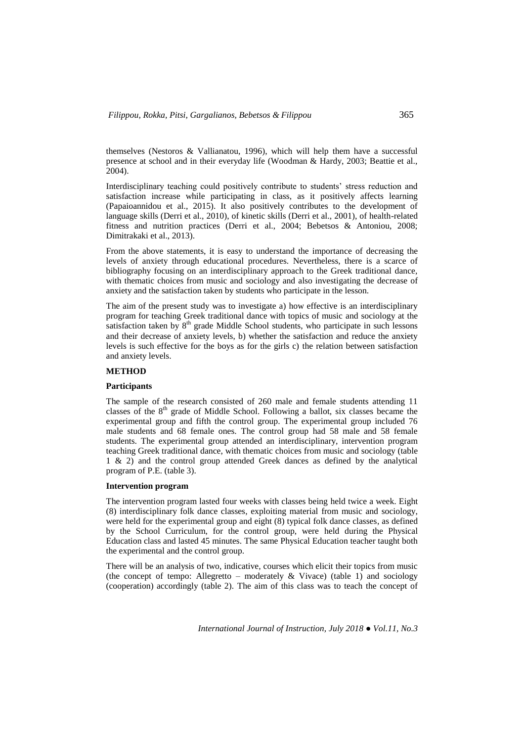themselves (Nestoros & Vallianatou, 1996), which will help them have a successful presence at school and in their everyday life (Woodman & Hardy, 2003; Beattie et al., 2004).

Interdisciplinary teaching could positively contribute to students' stress reduction and satisfaction increase while participating in class, as it positively affects learning (Papaioannidou et al., 2015). It also positively contributes to the development of language skills (Derri et al., 2010), of kinetic skills (Derri et al., 2001), of health-related fitness and nutrition practices (Derri et al., 2004; Bebetsos & Antoniou, 2008; Dimitrakaki et al., 2013).

From the above statements, it is easy to understand the importance of decreasing the levels of anxiety through educational procedures. Nevertheless, there is a scarce of bibliography focusing on an interdisciplinary approach to the Greek traditional dance, with thematic choices from music and sociology and also investigating the decrease of anxiety and the satisfaction taken by students who participate in the lesson.

The aim of the present study was to investigate a) how effective is an interdisciplinary program for teaching Greek traditional dance with topics of music and sociology at the satisfaction taken by 8th grade Middle School students, who participate in such lessons and their decrease of anxiety levels, b) whether the satisfaction and reduce the anxiety levels is such effective for the boys as for the girls c) the relation between satisfaction and anxiety levels.

## METHOD

### Participants

The sample of the research consisted of 260 male and female students attending 11 classes of the 8th grade of Middle School. Following a ballot, six classes became the experimental group and fifth the control group. The experimental group included 76 male students and 68 female ones. The control group had 58 male and 58 female students. The experimental group attended an interdisciplinary, intervention program teaching Greek traditional dance, with thematic choices from music and sociology (table 1 & 2) and the control group attended Greek dances as defined by the analytical program of P.E. (table 3).

### Intervention program

The intervention program lasted four weeks with classes being held twice a week. Eight (8) interdisciplinary folk dance classes, exploiting material from music and sociology, were held for the experimental group and eight (8) typical folk dance classes, as defined by the School Curriculum, for the control group, were held during the Physical Education class and lasted 45 minutes. The same Physical Education teacher taught both the experimental and the control group.

There will be an analysis of two, indicative, courses which elicit their topics from music (the concept of tempo: Allegretto – moderately & Vivace) (table 1) and sociology (cooperation) accordingly (table 2). The aim of this class was to teach the concept of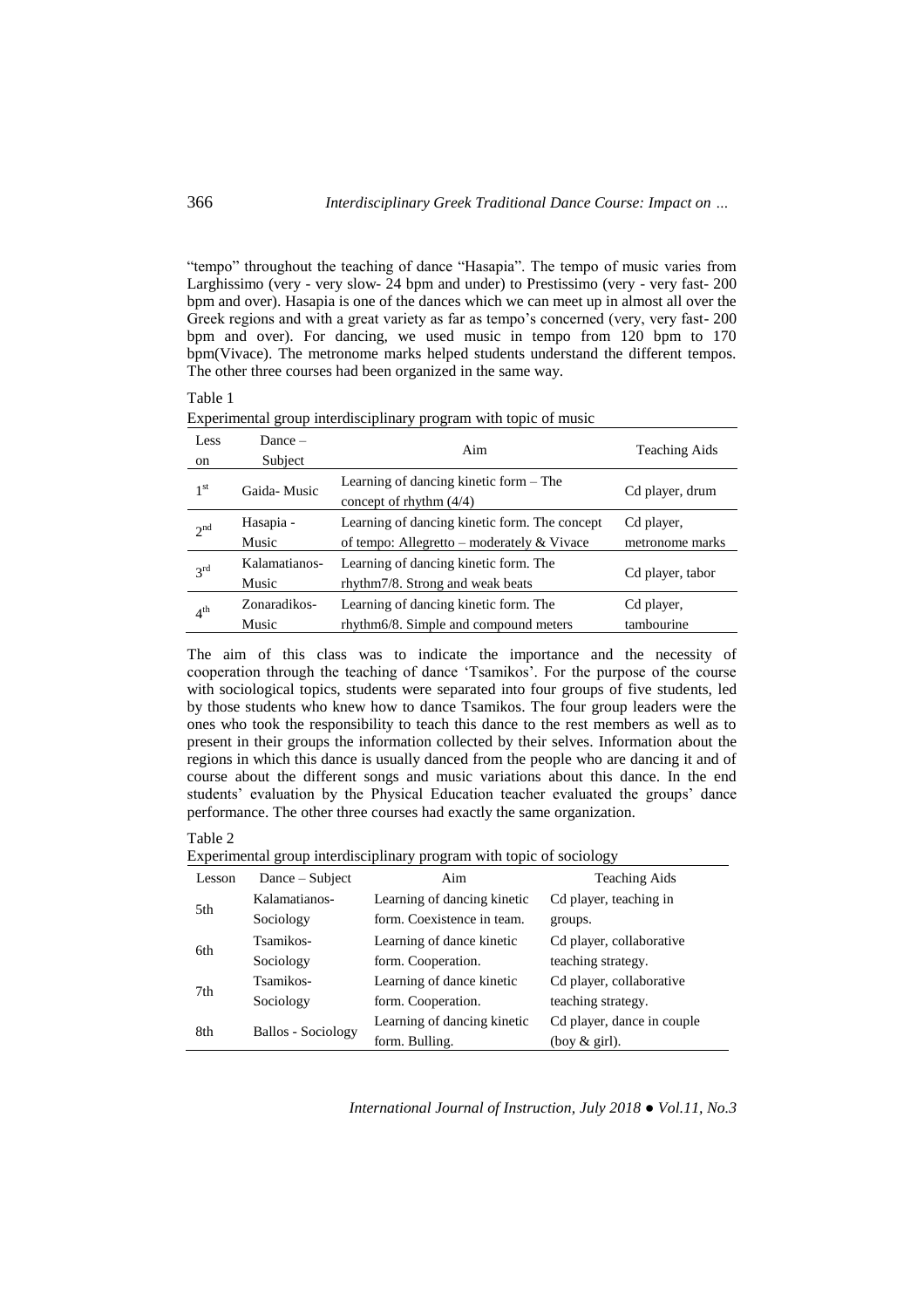"tempo" throughout the teaching of dance "Hasapia". The tempo of music varies from Larghissimo (very - very slow- 24 bpm and under) to Prestissimo (very - very fast- 200 bpm and over). Hasapia is one of the dances which we can meet up in almost all over the Greek regions and with a great variety as far as tempo's concerned (very, very fast- 200 bpm and over). For dancing, we used music in tempo from 120 bpm to 170 bpm(Vivace). The metronome marks helped students understand the different tempos. The other three courses had been organized in the same way.

Table 1
Experimental group interdisciplinary program with topic of music

| Lesson | Dance – Subject | Aim | Teaching Aids |
|---|---|---|---|
| 1st | Gaida- Music | Learning of dancing kinetic form – The concept of rhythm (4/4) | Cd player, drum |
| 2nd | Hasapia - Music | Learning of dancing kinetic form. The concept of tempo: Allegretto – moderately & Vivace | Cd player, metronome marks |
| 3rd | Kalamatianos- Music | Learning of dancing kinetic form. The rhythm7/8. Strong and weak beats | Cd player, tabor |
| 4th | Zonaradikos- Music | Learning of dancing kinetic form. The rhythm6/8. Simple and compound meters | Cd player, tambourine |

The aim of this class was to indicate the importance and the necessity of cooperation through the teaching of dance 'Tsamikos'. For the purpose of the course with sociological topics, students were separated into four groups of five students, led by those students who knew how to dance Tsamikos. The four group leaders were the ones who took the responsibility to teach this dance to the rest members as well as to present in their groups the information collected by their selves. Information about the regions in which this dance is usually danced from the people who are dancing it and of course about the different songs and music variations about this dance. In the end students' evaluation by the Physical Education teacher evaluated the groups' dance performance. The other three courses had exactly the same organization.

Table 2
Experimental group interdisciplinary program with topic of sociology

| Lesson | Dance – Subject | Aim | Teaching Aids |
|---|---|---|---|
| 5th | Kalamatianos- Sociology | Learning of dancing kinetic form. Coexistence in team. | Cd player, teaching in groups. |
| 6th | Tsamikos- Sociology | Learning of dance kinetic form. Cooperation. | Cd player, collaborative teaching strategy. |
| 7th | Tsamikos- Sociology | Learning of dance kinetic form. Cooperation. | Cd player, collaborative teaching strategy. |
| 8th | Ballos - Sociology | Learning of dancing kinetic form. Bulling. | Cd player, dance in couple (boy & girl). |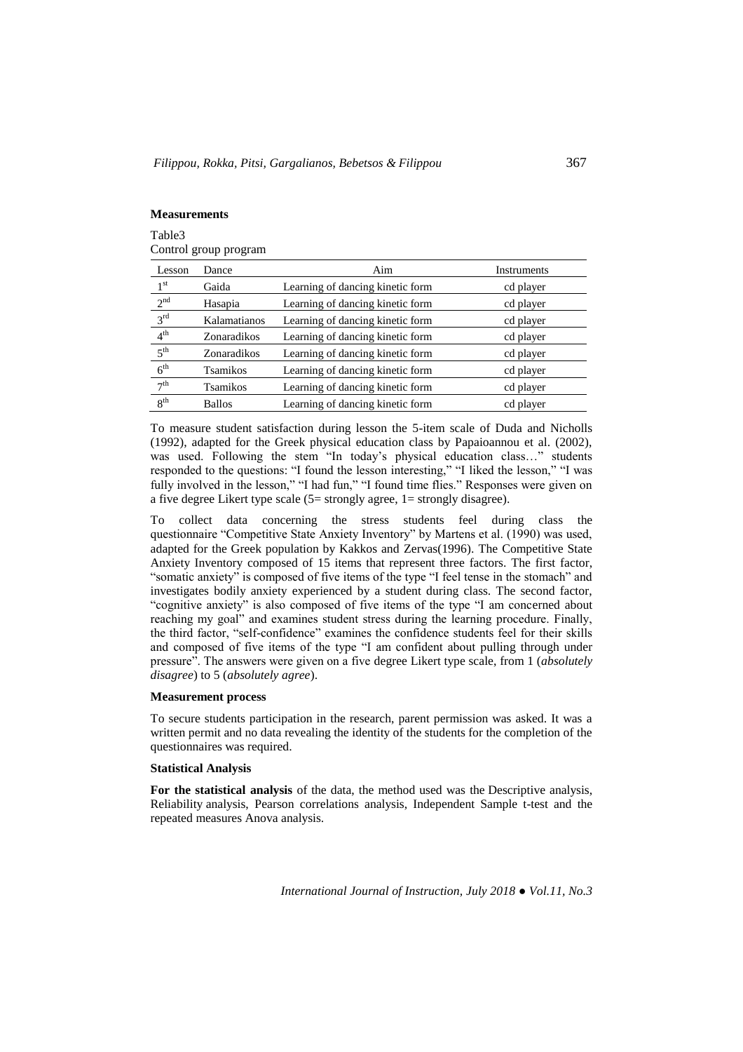**Measurements**

Table3
Control group program

| Lesson | Dance | Aim | Instruments |
| --- | --- | --- | --- |
| 1st | Gaida | Learning of dancing kinetic form | cd player |
| 2nd | Hasapia | Learning of dancing kinetic form | cd player |
| 3rd | Kalamatianos | Learning of dancing kinetic form | cd player |
| 4th | Zonaradikos | Learning of dancing kinetic form | cd player |
| 5th | Zonaradikos | Learning of dancing kinetic form | cd player |
| 6th | Tsamikos | Learning of dancing kinetic form | cd player |
| 7th | Tsamikos | Learning of dancing kinetic form | cd player |
| 8th | Ballos | Learning of dancing kinetic form | cd player |

To measure student satisfaction during lesson the 5-item scale of Duda and Nicholls (1992), adapted for the Greek physical education class by Papaioannou et al. (2002), was used. Following the stem "In today's physical education class…" students responded to the questions: "I found the lesson interesting," "I liked the lesson," "I was fully involved in the lesson," "I had fun," "I found time flies." Responses were given on a five degree Likert type scale (5= strongly agree, 1= strongly disagree).

To collect data concerning the stress students feel during class the questionnaire "Competitive State Anxiety Inventory" by Martens et al. (1990) was used, adapted for the Greek population by Kakkos and Zervas(1996). The Competitive State Anxiety Inventory composed of 15 items that represent three factors. The first factor, "somatic anxiety" is composed of five items of the type "I feel tense in the stomach" and investigates bodily anxiety experienced by a student during class. The second factor, "cognitive anxiety" is also composed of five items of the type "I am concerned about reaching my goal" and examines student stress during the learning procedure. Finally, the third factor, "self-confidence" examines the confidence students feel for their skills and composed of five items of the type "I am confident about pulling through under pressure". The answers were given on a five degree Likert type scale, from 1 (*absolutely disagree*) to 5 (*absolutely agree*).

**Measurement process**

To secure students participation in the research, parent permission was asked. It was a written permit and no data revealing the identity of the students for the completion of the questionnaires was required.

**Statistical Analysis**

**For the statistical analysis** of the data, the method used was the Descriptive analysis, Reliability analysis, Pearson correlations analysis, Independent Sample t-test and the repeated measures Anova analysis.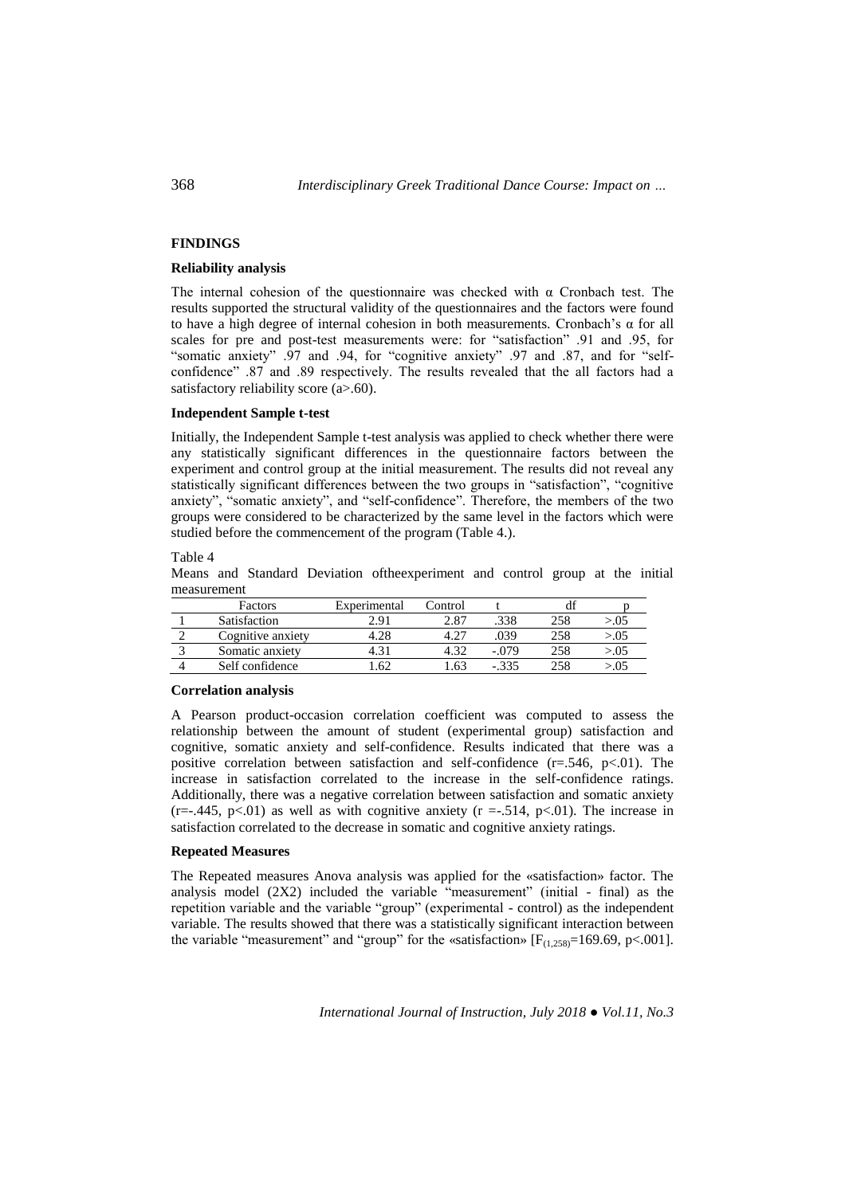## FINDINGS

### Reliability analysis

The internal cohesion of the questionnaire was checked with α Cronbach test. The results supported the structural validity of the questionnaires and the factors were found to have a high degree of internal cohesion in both measurements. Cronbach's α for all scales for pre and post-test measurements were: for "satisfaction" .91 and .95, for "somatic anxiety" .97 and .94, for "cognitive anxiety" .97 and .87, and for "self-confidence" .87 and .89 respectively. The results revealed that the all factors had a satisfactory reliability score (a>.60).

### Independent Sample t-test

Initially, the Independent Sample t-test analysis was applied to check whether there were any statistically significant differences in the questionnaire factors between the experiment and control group at the initial measurement. The results did not reveal any statistically significant differences between the two groups in "satisfaction", "cognitive anxiety", "somatic anxiety", and "self-confidence". Therefore, the members of the two groups were considered to be characterized by the same level in the factors which were studied before the commencement of the program (Table 4.).

Table 4
Means and Standard Deviation oftheexperiment and control group at the initial measurement

| | Factors | Experimental | Control | t | df | p |
|---|---|---|---|---|---|---|
| 1 | Satisfaction | 2.91 | 2.87 | .338 | 258 | >.05 |
| 2 | Cognitive anxiety | 4.28 | 4.27 | .039 | 258 | >.05 |
| 3 | Somatic anxiety | 4.31 | 4.32 | -.079 | 258 | >.05 |
| 4 | Self confidence | 1.62 | 1.63 | -.335 | 258 | >.05 |

### Correlation analysis

A Pearson product-occasion correlation coefficient was computed to assess the relationship between the amount of student (experimental group) satisfaction and cognitive, somatic anxiety and self-confidence. Results indicated that there was a positive correlation between satisfaction and self-confidence ($r=.546$, $p<.01$). The increase in satisfaction correlated to the increase in the self-confidence ratings. Additionally, there was a negative correlation between satisfaction and somatic anxiety ($r=-.445$, $p<.01$) as well as with cognitive anxiety ($r=-.514$, $p<.01$). The increase in satisfaction correlated to the decrease in somatic and cognitive anxiety ratings.

### Repeated Measures

The Repeated measures Anova analysis was applied for the «satisfaction» factor. The analysis model (2X2) included the variable "measurement" (initial - final) as the repetition variable and the variable "group" (experimental - control) as the independent variable. The results showed that there was a statistically significant interaction between the variable "measurement" and "group" for the «satisfaction» [$F_{(1,258)}=169.69$, $p<.001$].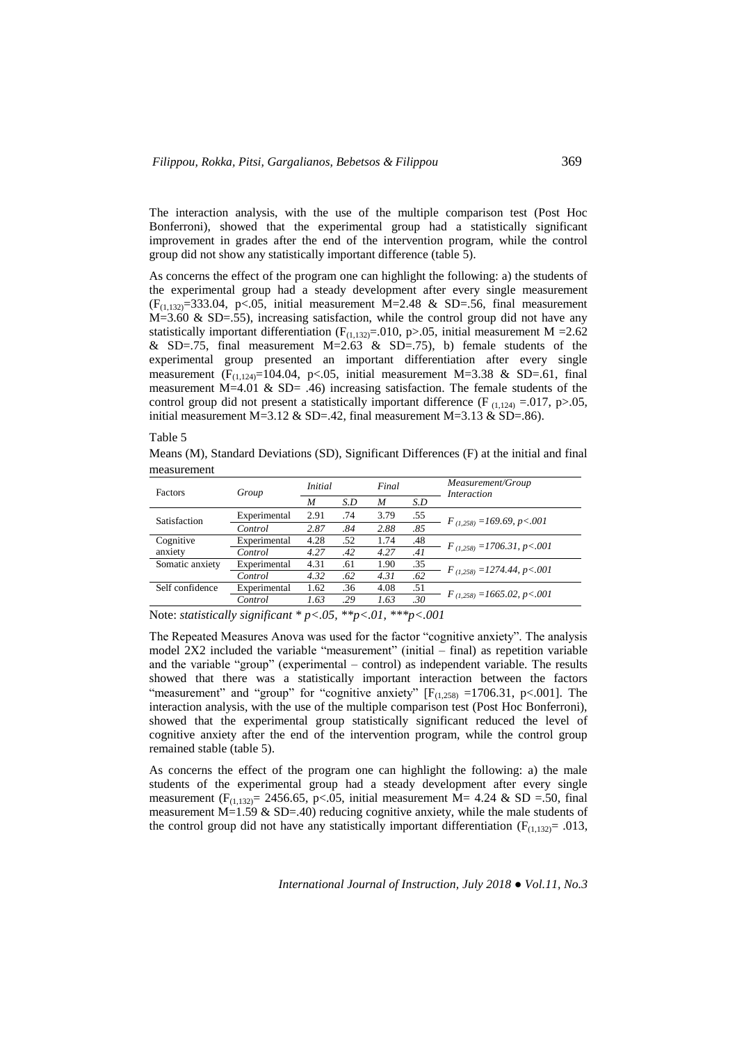The interaction analysis, with the use of the multiple comparison test (Post Hoc Bonferroni), showed that the experimental group had a statistically significant improvement in grades after the end of the intervention program, while the control group did not show any statistically important difference (table 5).

As concerns the effect of the program one can highlight the following: a) the students of the experimental group had a steady development after every single measurement ($F_{(1,132)}$=333.04, p<.05, initial measurement M=2.48 & SD=.56, final measurement M=3.60 & SD=.55), increasing satisfaction, while the control group did not have any statistically important differentiation ($F_{(1,132)}$=.010, p>.05, initial measurement M =2.62 & SD=.75, final measurement M=2.63 & SD=.75), b) female students of the experimental group presented an important differentiation after every single measurement ($F_{(1,124)}$=104.04, p<.05, initial measurement M=3.38 & SD=.61, final measurement M=4.01 & SD= .46) increasing satisfaction. The female students of the control group did not present a statistically important difference ($F_{(1,124)}$ =.017, p>.05, initial measurement M=3.12 & SD=.42, final measurement M=3.13 & SD=.86).

Table 5

Means (M), Standard Deviations (SD), Significant Differences (F) at the initial and final measurement

| Factors | Group | *Initial* | | *Final* | | *Measurement/Group Interaction* |
|---|---|---|---|---|---|---|
| | | *M* | *S.D* | *M* | *S.D* | |
| Satisfaction | Experimental | 2.91 | .74 | 3.79 | .55 | $F_{(1,258)}$ =169.69, p<.001 |
| | *Control* | *2.87* | *.84* | *2.88* | *.85* | |
| Cognitive anxiety | Experimental | 4.28 | .52 | 1.74 | .48 | $F_{(1,258)}$ =1706.31, p<.001 |
| | *Control* | *4.27* | *.42* | *4.27* | *.41* | |
| Somatic anxiety | Experimental | 4.31 | .61 | 1.90 | .35 | $F_{(1,258)}$ =1274.44, p<.001 |
| | *Control* | *4.32* | *.62* | *4.31* | *.62* | |
| Self confidence | Experimental | 1.62 | .36 | 4.08 | .51 | $F_{(1,258)}$ =1665.02, p<.001 |
| | *Control* | *1.63* | *.29* | *1.63* | *.30* | |

Note: *statistically significant * p<.05, **p<.01, ***p<.001*

The Repeated Measures Anova was used for the factor "cognitive anxiety". The analysis model 2X2 included the variable "measurement" (initial – final) as repetition variable and the variable "group" (experimental – control) as independent variable. The results showed that there was a statistically important interaction between the factors "measurement" and "group" for "cognitive anxiety" [$F_{(1,258)}$ =1706.31, p<.001]. The interaction analysis, with the use of the multiple comparison test (Post Hoc Bonferroni), showed that the experimental group statistically significant reduced the level of cognitive anxiety after the end of the intervention program, while the control group remained stable (table 5).

As concerns the effect of the program one can highlight the following: a) the male students of the experimental group had a steady development after every single measurement ($F_{(1,132)}$= 2456.65, p<.05, initial measurement M= 4.24 & SD =.50, final measurement M=1.59 & SD=.40) reducing cognitive anxiety, while the male students of the control group did not have any statistically important differentiation ($F_{(1,132)}$= .013,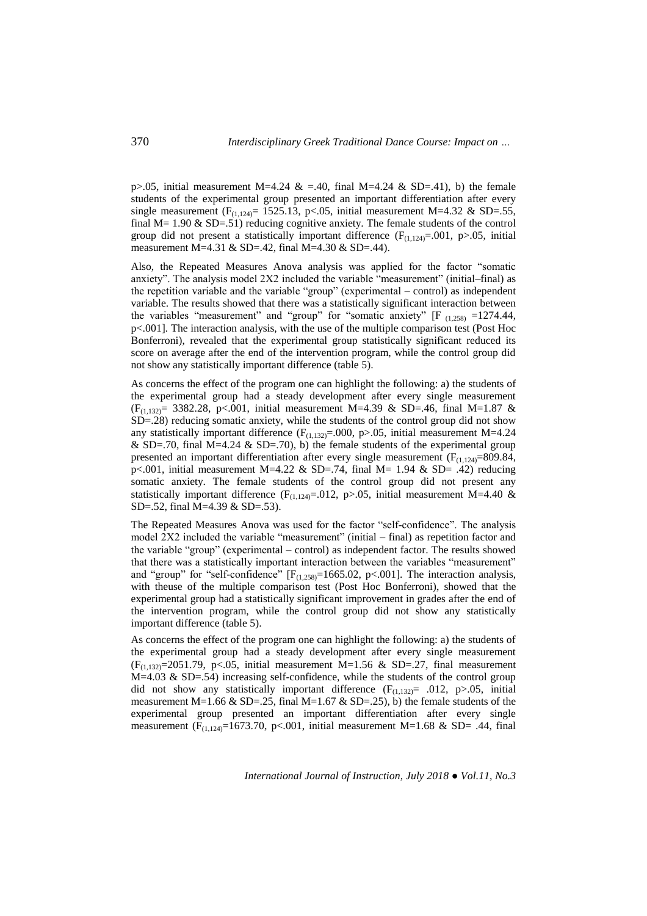p>.05, initial measurement M=4.24 & =.40, final M=4.24 & SD=.41), b) the female students of the experimental group presented an important differentiation after every single measurement ($F_{(1,124)}$= 1525.13, p<.05, initial measurement M=4.32 & SD=.55, final M= 1.90 & SD=.51) reducing cognitive anxiety. The female students of the control group did not present a statistically important difference ($F_{(1,124)}$=.001, p>.05, initial measurement M=4.31 & SD=.42, final M=4.30 & SD=.44).

Also, the Repeated Measures Anova analysis was applied for the factor "somatic anxiety". The analysis model 2X2 included the variable "measurement" (initial–final) as the repetition variable and the variable "group" (experimental – control) as independent variable. The results showed that there was a statistically significant interaction between the variables "measurement" and "group" for "somatic anxiety" [$F_{(1,258)}$ =1274.44, p<.001]. The interaction analysis, with the use of the multiple comparison test (Post Hoc Bonferroni), revealed that the experimental group statistically significant reduced its score on average after the end of the intervention program, while the control group did not show any statistically important difference (table 5).

As concerns the effect of the program one can highlight the following: a) the students of the experimental group had a steady development after every single measurement ($F_{(1,132)}$= 3382.28, p<.001, initial measurement M=4.39 & SD=.46, final M=1.87 & SD=.28) reducing somatic anxiety, while the students of the control group did not show any statistically important difference ($F_{(1,132)}$=.000, p>.05, initial measurement M=4.24 & SD=.70, final M=4.24 & SD=.70), b) the female students of the experimental group presented an important differentiation after every single measurement ($F_{(1,124)}$=809.84, p<.001, initial measurement M=4.22 & SD=.74, final M= 1.94 & SD= .42) reducing somatic anxiety. The female students of the control group did not present any statistically important difference ($F_{(1,124)}$=.012, p>.05, initial measurement M=4.40 & SD=.52, final M=4.39 & SD=.53).

The Repeated Measures Anova was used for the factor "self-confidence". The analysis model 2X2 included the variable "measurement" (initial – final) as repetition factor and the variable "group" (experimental – control) as independent factor. The results showed that there was a statistically important interaction between the variables "measurement" and "group" for "self-confidence" [$F_{(1,258)}$=1665.02, p<.001]. The interaction analysis, with theuse of the multiple comparison test (Post Hoc Bonferroni), showed that the experimental group had a statistically significant improvement in grades after the end of the intervention program, while the control group did not show any statistically important difference (table 5).

As concerns the effect of the program one can highlight the following: a) the students of the experimental group had a steady development after every single measurement ($F_{(1,132)}$=2051.79, p<.05, initial measurement M=1.56 & SD=.27, final measurement M=4.03 & SD=.54) increasing self-confidence, while the students of the control group did not show any statistically important difference ($F_{(1,132)}$= .012, p>.05, initial measurement M=1.66 & SD=.25, final M=1.67 & SD=.25), b) the female students of the experimental group presented an important differentiation after every single measurement ($F_{(1,124)}$=1673.70, p<.001, initial measurement M=1.68 & SD= .44, final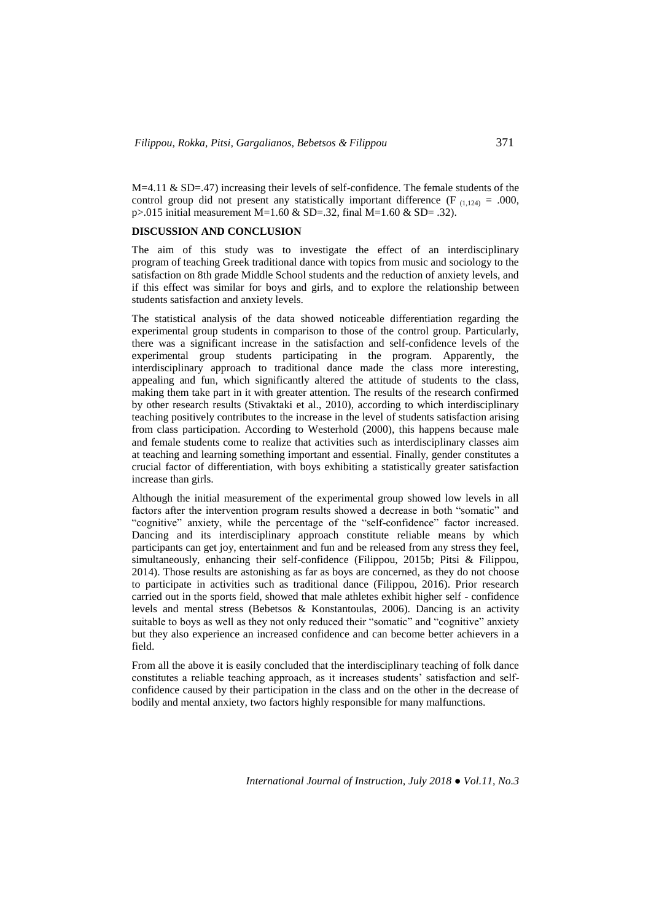M=4.11 & SD=.47) increasing their levels of self-confidence. The female students of the control group did not present any statistically important difference ($F_{(1,124)}$ = .000, p>.015 initial measurement M=1.60 & SD=.32, final M=1.60 & SD= .32).

## DISCUSSION AND CONCLUSION

The aim of this study was to investigate the effect of an interdisciplinary program of teaching Greek traditional dance with topics from music and sociology to the satisfaction on 8th grade Middle School students and the reduction of anxiety levels, and if this effect was similar for boys and girls, and to explore the relationship between students satisfaction and anxiety levels.

The statistical analysis of the data showed noticeable differentiation regarding the experimental group students in comparison to those of the control group. Particularly, there was a significant increase in the satisfaction and self-confidence levels of the experimental group students participating in the program. Apparently, the interdisciplinary approach to traditional dance made the class more interesting, appealing and fun, which significantly altered the attitude of students to the class, making them take part in it with greater attention. The results of the research confirmed by other research results (Stivaktaki et al., 2010), according to which interdisciplinary teaching positively contributes to the increase in the level of students satisfaction arising from class participation. According to Westerhold (2000), this happens because male and female students come to realize that activities such as interdisciplinary classes aim at teaching and learning something important and essential. Finally, gender constitutes a crucial factor of differentiation, with boys exhibiting a statistically greater satisfaction increase than girls.

Although the initial measurement of the experimental group showed low levels in all factors after the intervention program results showed a decrease in both "somatic" and "cognitive" anxiety, while the percentage of the "self-confidence" factor increased. Dancing and its interdisciplinary approach constitute reliable means by which participants can get joy, entertainment and fun and be released from any stress they feel, simultaneously, enhancing their self-confidence (Filippou, 2015b; Pitsi & Filippou, 2014). Those results are astonishing as far as boys are concerned, as they do not choose to participate in activities such as traditional dance (Filippou, 2016). Prior research carried out in the sports field, showed that male athletes exhibit higher self - confidence levels and mental stress (Bebetsos & Konstantoulas, 2006). Dancing is an activity suitable to boys as well as they not only reduced their "somatic" and "cognitive" anxiety but they also experience an increased confidence and can become better achievers in a field.

From all the above it is easily concluded that the interdisciplinary teaching of folk dance constitutes a reliable teaching approach, as it increases students' satisfaction and self-confidence caused by their participation in the class and on the other in the decrease of bodily and mental anxiety, two factors highly responsible for many malfunctions.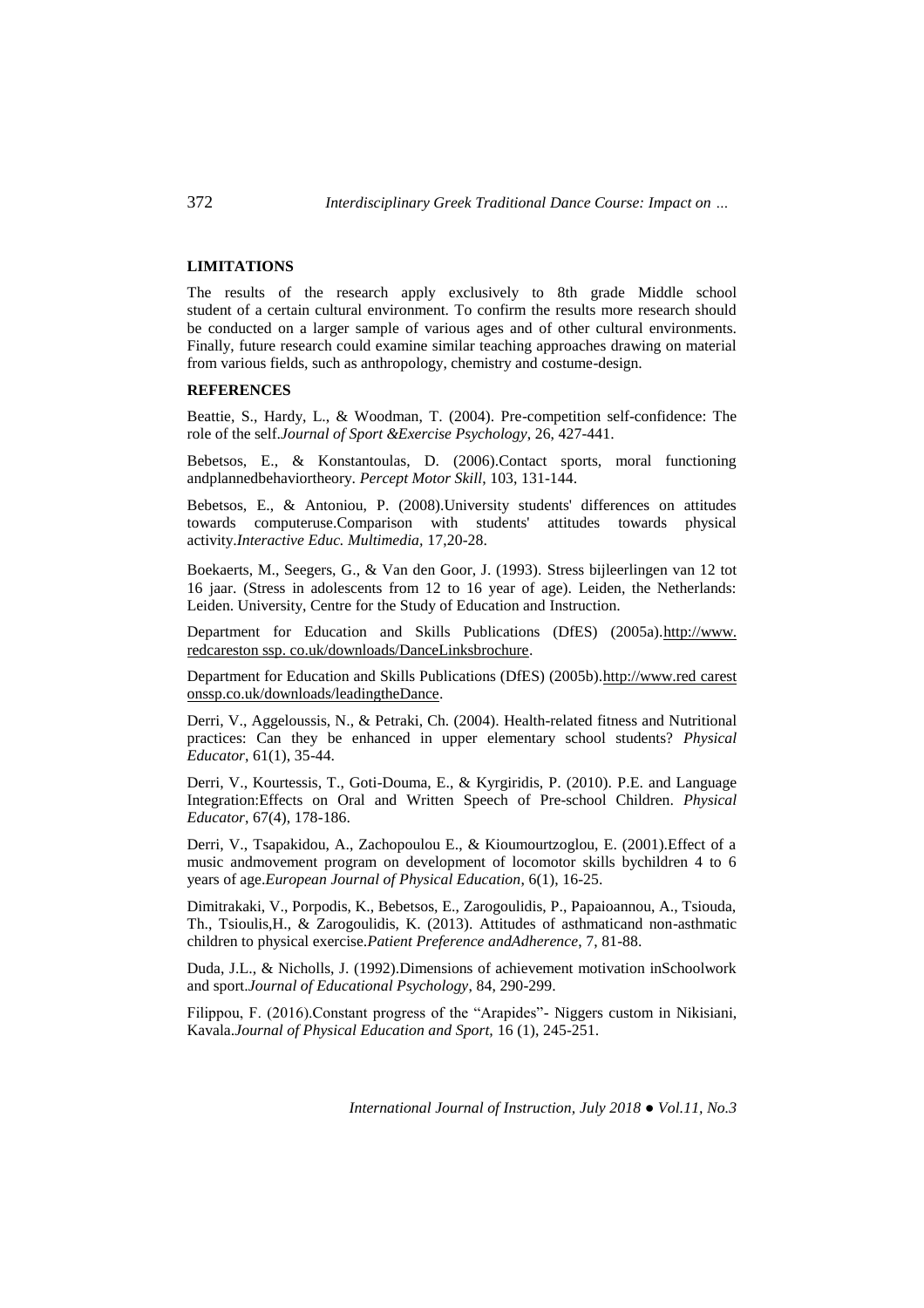## LIMITATIONS

The results of the research apply exclusively to 8th grade Middle school student of a certain cultural environment. To confirm the results more research should be conducted on a larger sample of various ages and of other cultural environments. Finally, future research could examine similar teaching approaches drawing on material from various fields, such as anthropology, chemistry and costume-design.

## REFERENCES

Beattie, S., Hardy, L., & Woodman, T. (2004). Pre-competition self-confidence: The role of the self.*Journal of Sport &Exercise Psychology*, 26, 427-441.

Bebetsos, E., & Konstantoulas, D. (2006).Contact sports, moral functioning andplannedbehaviortheory. *Percept Motor Skill*, 103, 131-144.

Bebetsos, E., & Antoniou, P. (2008).University students' differences on attitudes towards computeruse.Comparison with students' attitudes towards physical activity.*Interactive Educ. Multimedia*, 17,20-28.

Boekaerts, M., Seegers, G., & Van den Goor, J. (1993). Stress bijleerlingen van 12 tot 16 jaar. (Stress in adolescents from 12 to 16 year of age). Leiden, the Netherlands: Leiden. University, Centre for the Study of Education and Instruction.

Department for Education and Skills Publications (DfES) (2005a).http://www. redcareston ssp. co.uk/downloads/DanceLinksbrochure.

Department for Education and Skills Publications (DfES) (2005b).http://www.red carest onssp.co.uk/downloads/leadingtheDance.

Derri, V., Aggeloussis, N., & Petraki, Ch. (2004). Health-related fitness and Nutritional practices: Can they be enhanced in upper elementary school students? *Physical Educator*, 61(1), 35-44.

Derri, V., Kourtessis, T., Goti-Douma, E., & Kyrgiridis, P. (2010). P.E. and Language Integration:Effects on Oral and Written Speech of Pre-school Children. *Physical Educator*, 67(4), 178-186.

Derri, V., Tsapakidou, A., Zachopoulou E., & Kioumourtzoglou, E. (2001).Effect of a music andmovement program on development of locomotor skills bychildren 4 to 6 years of age.*European Journal of Physical Education*, 6(1), 16-25.

Dimitrakaki, V., Porpodis, K., Bebetsos, E., Zarogoulidis, P., Papaioannou, A., Tsiouda, Th., Tsioulis,H., & Zarogoulidis, K. (2013). Attitudes of asthmaticand non-asthmatic children to physical exercise.*Patient Preference andAdherence*, 7, 81-88.

Duda, J.L., & Nicholls, J. (1992).Dimensions of achievement motivation inSchoolwork and sport.*Journal of Educational Psychology*, 84, 290-299.

Filippou, F. (2016).Constant progress of the "Arapides"- Niggers custom in Nikisiani, Kavala.*Journal of Physical Education and Sport,* 16 (1), 245-251.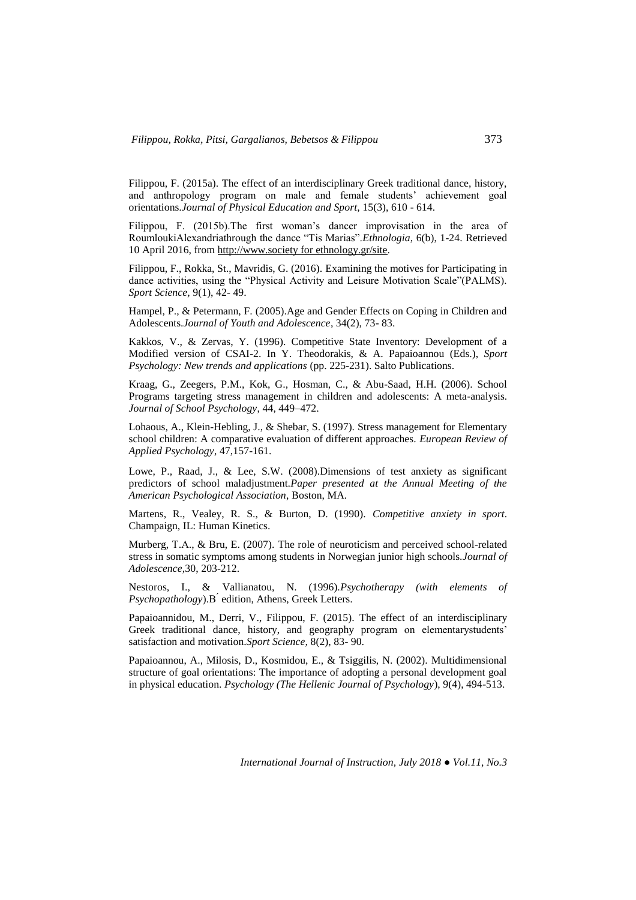Filippou, F. (2015a). The effect of an interdisciplinary Greek traditional dance, history, and anthropology program on male and female students' achievement goal orientations.*Journal of Physical Education and Sport*, 15(3), 610 - 614.

Filippou, F. (2015b).The first woman's dancer improvisation in the area of RoumloukiAlexandriathrough the dance "Tis Marias".*Ethnologia*, 6(b), 1-24. Retrieved 10 April 2016, from http://www.society for ethnology.gr/site.

Filippou, F., Rokka, St., Mavridis, G. (2016). Examining the motives for Participating in dance activities, using the "Physical Activity and Leisure Motivation Scale"(PALMS). *Sport Science,* 9(1), 42- 49.

Hampel, P., & Petermann, F. (2005).Age and Gender Effects on Coping in Children and Adolescents.*Journal of Youth and Adolescence*, 34(2), 73- 83.

Kakkos, V., & Zervas, Y. (1996). Competitive State Inventory: Development of a Modified version of CSAI-2. In Y. Theodorakis, & A. Papaioannou (Eds.), *Sport Psychology: New trends and applications* (pp. 225-231). Salto Publications.

Kraag, G., Zeegers, P.M., Kok, G., Hosman, C., & Abu-Saad, H.H. (2006). School Programs targeting stress management in children and adolescents: A meta-analysis. *Journal of School Psychology*, 44, 449–472.

Lohaous, A., Klein-Hebling, J., & Shebar, S. (1997). Stress management for Elementary school children: A comparative evaluation of different approaches. *European Review of Applied Psychology*, 47,157-161.

Lowe, P., Raad, J., & Lee, S.W. (2008).Dimensions of test anxiety as significant predictors of school maladjustment.*Paper presented at the Annual Meeting of the American Psychological Association*, Boston, MA.

Martens, R., Vealey, R. S., & Burton, D. (1990). *Competitive anxiety in sport*. Champaign, IL: Human Kinetics.

Murberg, T.A., & Bru, E. (2007). The role of neuroticism and perceived school-related stress in somatic symptoms among students in Norwegian junior high schools.*Journal of Adolescence*,30, 203-212.

Nestoros, I., & Vallianatou, N. (1996).*Psychotherapy (with elements of Psychopathology*).B΄ edition, Athens, Greek Letters.

Papaioannidou, M., Derri, V., Filippou, F. (2015). The effect of an interdisciplinary Greek traditional dance, history, and geography program on elementarystudents' satisfaction and motivation.*Sport Science,* 8(2), 83- 90.

Papaioannou, A., Milosis, D., Kosmidou, E., & Tsiggilis, N. (2002). Multidimensional structure of goal orientations: The importance of adopting a personal development goal in physical education. *Psychology (The Hellenic Journal of Psychology*), 9(4), 494-513.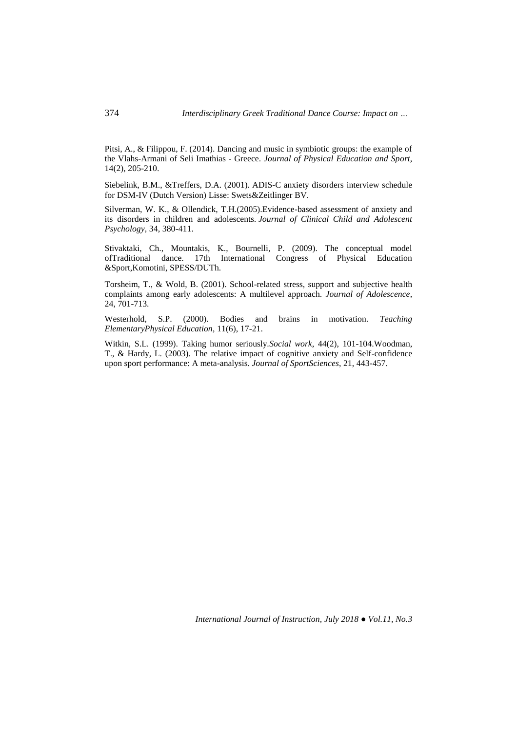Pitsi, A., & Filippou, F. (2014). Dancing and music in symbiotic groups: the example of the Vlahs-Armani of Seli Imathias - Greece. *Journal of Physical Education and Sport*, 14(2), 205-210.

Siebelink, B.M., &Treffers, D.A. (2001). ADIS-C anxiety disorders interview schedule for DSM-IV (Dutch Version) Lisse: Swets&Zeitlinger BV.

Silverman, W. K., & Ollendick, T.H.(2005).Evidence-based assessment of anxiety and its disorders in children and adolescents. *Journal of Clinical Child and Adolescent Psychology*, 34, 380-411.

Stivaktaki, Ch., Mountakis, K., Bournelli, P. (2009). The conceptual model ofTraditional dance. 17th International Congress of Physical Education &Sport,Komotini, SPESS/DUTh.

Torsheim, T., & Wold, B. (2001). School-related stress, support and subjective health complaints among early adolescents: A multilevel approach. *Journal of Adolescence*, 24, 701-713.

Westerhold, S.P. (2000). Bodies and brains in motivation. *Teaching ElementaryPhysical Education*, 11(6), 17-21.

Witkin, S.L. (1999). Taking humor seriously.*Social work*, 44(2), 101-104.Woodman, T., & Hardy, L. (2003). The relative impact of cognitive anxiety and Self-confidence upon sport performance: A meta-analysis. *Journal of SportSciences*, 21, 443-457.